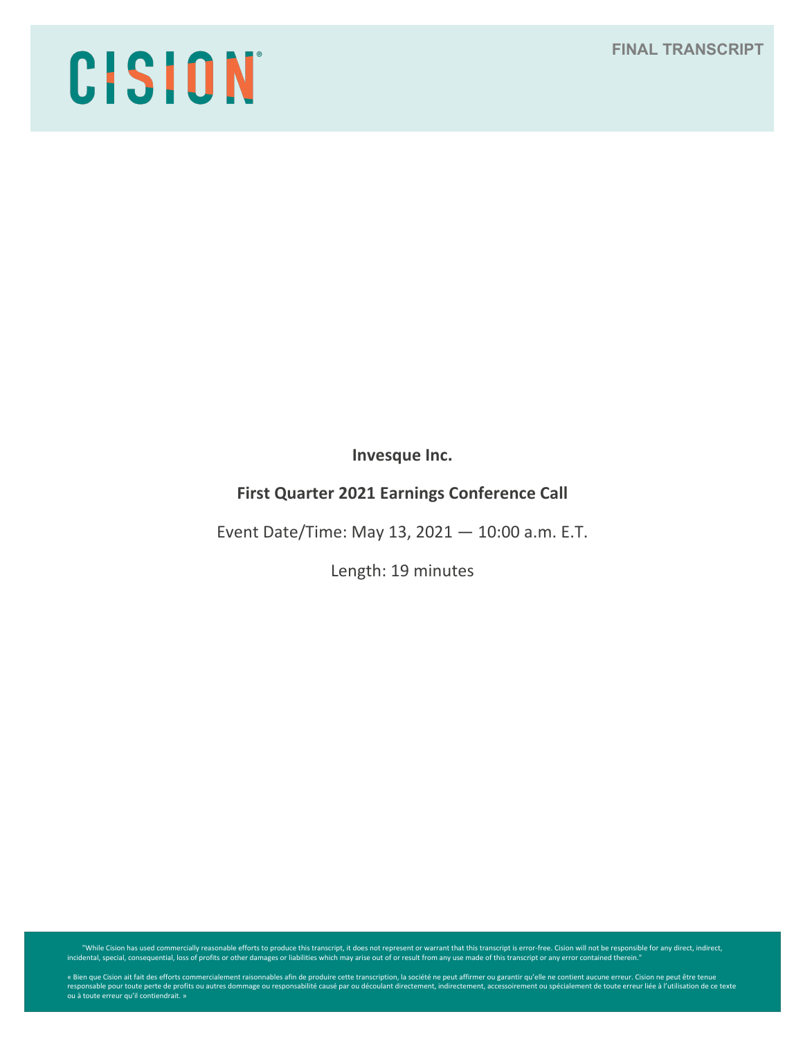CISION

FINAL TRANSCRIPT

**Invesque Inc.**

**First Quarter 2021 Earnings Conference Call**

Event Date/Time: May 13, 2021 — 10:00 a.m. E.T.

Length: 19 minutes

"While Cision has used commercially reasonable efforts to produce this transcript, it does not represent or warrant that this transcript is error-free. Cision will not be responsible for any direct, indirect, incidental, special, consequential, loss of profits or other damages or liabilities which may arise out of or result from any use made of this transcript or any error contained therein."

« Bien que Cision ait fait des efforts commercialement raisonnables afin de produire cette transcription, la société ne peut affirmer ou garantir qu'elle ne contient aucune erreur. Cision ne peut être tenue responsable pour toute perte de profits ou autres dommage ou responsabilité causé par ou découlant directement, indirectement, accessoirement ou spécialement de toute erreur liée à l'utilisation de ce texte ou à toute erreur qu'il contiendrait. »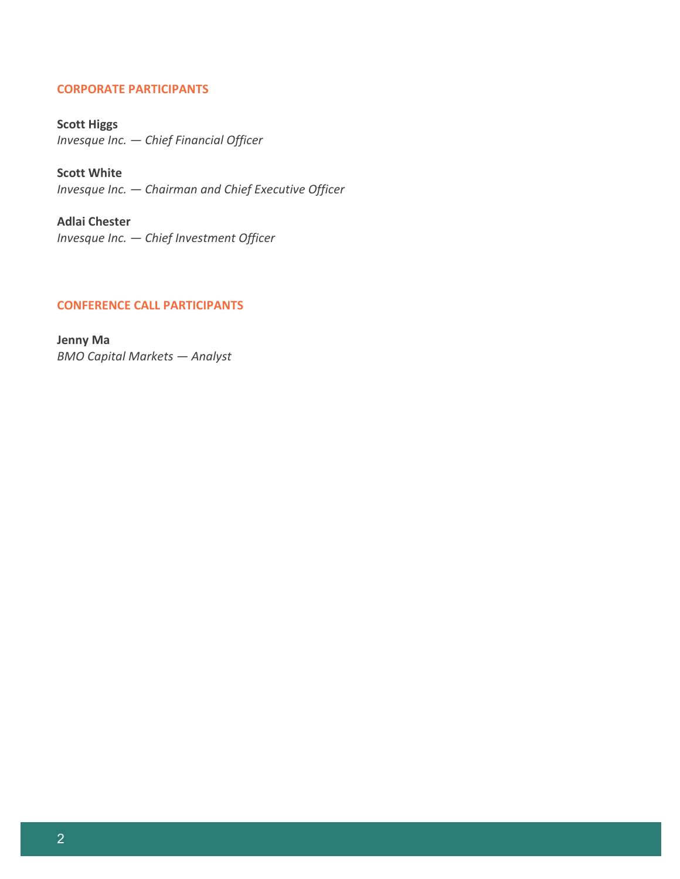## CORPORATE PARTICIPANTS

**Scott Higgs**
*Invesque Inc. — Chief Financial Officer*

**Scott White**
*Invesque Inc. — Chairman and Chief Executive Officer*

**Adlai Chester**
*Invesque Inc. — Chief Investment Officer*

## CONFERENCE CALL PARTICIPANTS

**Jenny Ma**
*BMO Capital Markets — Analyst*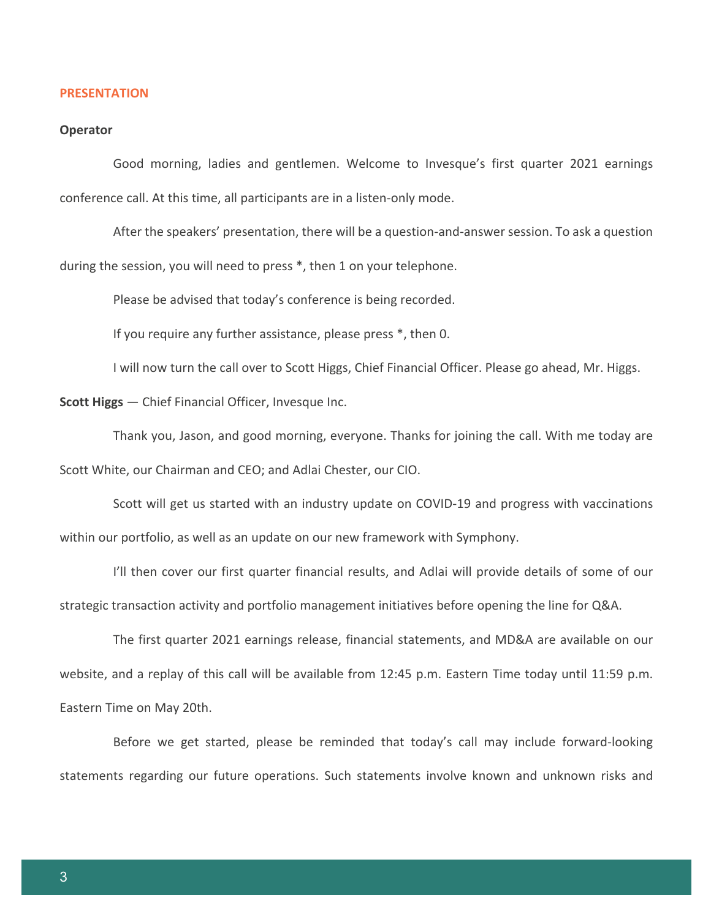## PRESENTATION

**Operator**

Good morning, ladies and gentlemen. Welcome to Invesque's first quarter 2021 earnings conference call. At this time, all participants are in a listen-only mode.

After the speakers' presentation, there will be a question-and-answer session. To ask a question during the session, you will need to press *, then 1 on your telephone.

Please be advised that today's conference is being recorded.

If you require any further assistance, please press *, then 0.

I will now turn the call over to Scott Higgs, Chief Financial Officer. Please go ahead, Mr. Higgs.

**Scott Higgs** — Chief Financial Officer, Invesque Inc.

Thank you, Jason, and good morning, everyone. Thanks for joining the call. With me today are Scott White, our Chairman and CEO; and Adlai Chester, our CIO.

Scott will get us started with an industry update on COVID-19 and progress with vaccinations within our portfolio, as well as an update on our new framework with Symphony.

I'll then cover our first quarter financial results, and Adlai will provide details of some of our strategic transaction activity and portfolio management initiatives before opening the line for Q&A.

The first quarter 2021 earnings release, financial statements, and MD&A are available on our website, and a replay of this call will be available from 12:45 p.m. Eastern Time today until 11:59 p.m. Eastern Time on May 20th.

Before we get started, please be reminded that today's call may include forward-looking statements regarding our future operations. Such statements involve known and unknown risks and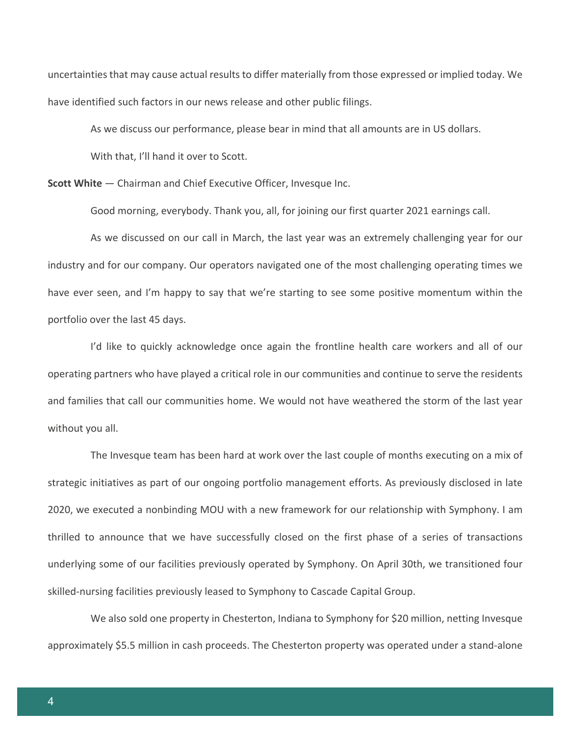uncertainties that may cause actual results to differ materially from those expressed or implied today. We have identified such factors in our news release and other public filings.

As we discuss our performance, please bear in mind that all amounts are in US dollars.

With that, I'll hand it over to Scott.

**Scott White** — Chairman and Chief Executive Officer, Invesque Inc.

Good morning, everybody. Thank you, all, for joining our first quarter 2021 earnings call.

As we discussed on our call in March, the last year was an extremely challenging year for our industry and for our company. Our operators navigated one of the most challenging operating times we have ever seen, and I'm happy to say that we're starting to see some positive momentum within the portfolio over the last 45 days.

I'd like to quickly acknowledge once again the frontline health care workers and all of our operating partners who have played a critical role in our communities and continue to serve the residents and families that call our communities home. We would not have weathered the storm of the last year without you all.

The Invesque team has been hard at work over the last couple of months executing on a mix of strategic initiatives as part of our ongoing portfolio management efforts. As previously disclosed in late 2020, we executed a nonbinding MOU with a new framework for our relationship with Symphony. I am thrilled to announce that we have successfully closed on the first phase of a series of transactions underlying some of our facilities previously operated by Symphony. On April 30th, we transitioned four skilled-nursing facilities previously leased to Symphony to Cascade Capital Group.

We also sold one property in Chesterton, Indiana to Symphony for $20 million, netting Invesque approximately $5.5 million in cash proceeds. The Chesterton property was operated under a stand-alone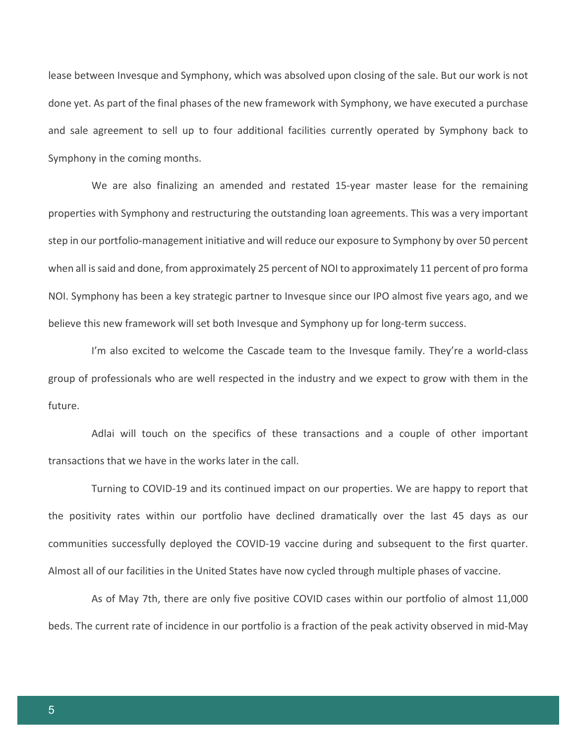lease between Invesque and Symphony, which was absolved upon closing of the sale. But our work is not done yet. As part of the final phases of the new framework with Symphony, we have executed a purchase and sale agreement to sell up to four additional facilities currently operated by Symphony back to Symphony in the coming months.

We are also finalizing an amended and restated 15-year master lease for the remaining properties with Symphony and restructuring the outstanding loan agreements. This was a very important step in our portfolio-management initiative and will reduce our exposure to Symphony by over 50 percent when all is said and done, from approximately 25 percent of NOI to approximately 11 percent of pro forma NOI. Symphony has been a key strategic partner to Invesque since our IPO almost five years ago, and we believe this new framework will set both Invesque and Symphony up for long-term success.

I'm also excited to welcome the Cascade team to the Invesque family. They're a world-class group of professionals who are well respected in the industry and we expect to grow with them in the future.

Adlai will touch on the specifics of these transactions and a couple of other important transactions that we have in the works later in the call.

Turning to COVID-19 and its continued impact on our properties. We are happy to report that the positivity rates within our portfolio have declined dramatically over the last 45 days as our communities successfully deployed the COVID-19 vaccine during and subsequent to the first quarter. Almost all of our facilities in the United States have now cycled through multiple phases of vaccine.

As of May 7th, there are only five positive COVID cases within our portfolio of almost 11,000 beds. The current rate of incidence in our portfolio is a fraction of the peak activity observed in mid-May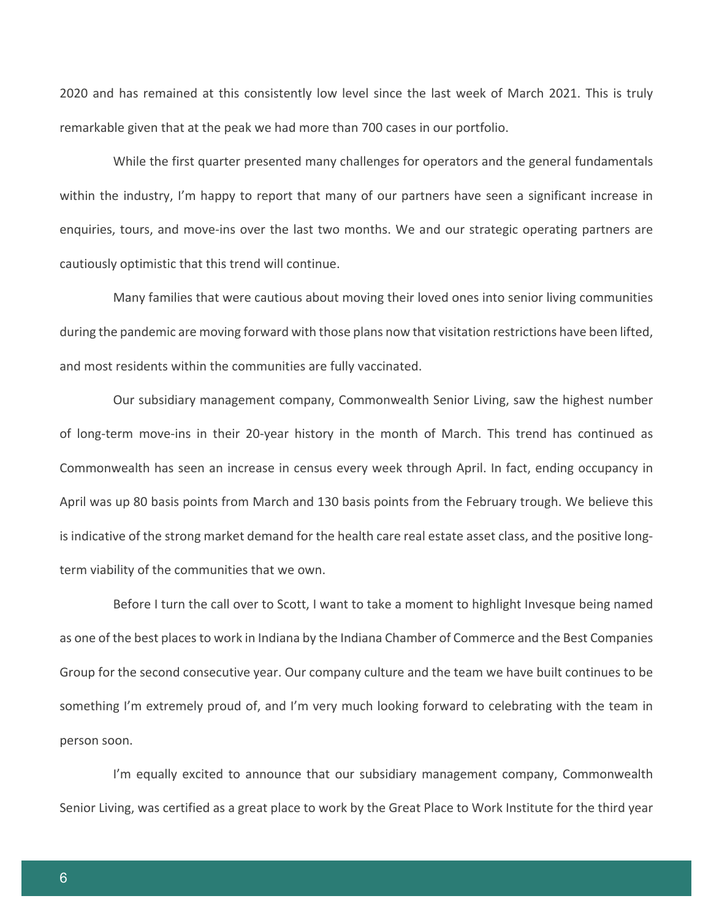2020 and has remained at this consistently low level since the last week of March 2021. This is truly remarkable given that at the peak we had more than 700 cases in our portfolio.

While the first quarter presented many challenges for operators and the general fundamentals within the industry, I'm happy to report that many of our partners have seen a significant increase in enquiries, tours, and move-ins over the last two months. We and our strategic operating partners are cautiously optimistic that this trend will continue.

Many families that were cautious about moving their loved ones into senior living communities during the pandemic are moving forward with those plans now that visitation restrictions have been lifted, and most residents within the communities are fully vaccinated.

Our subsidiary management company, Commonwealth Senior Living, saw the highest number of long-term move-ins in their 20-year history in the month of March. This trend has continued as Commonwealth has seen an increase in census every week through April. In fact, ending occupancy in April was up 80 basis points from March and 130 basis points from the February trough. We believe this is indicative of the strong market demand for the health care real estate asset class, and the positive long-term viability of the communities that we own.

Before I turn the call over to Scott, I want to take a moment to highlight Invesque being named as one of the best places to work in Indiana by the Indiana Chamber of Commerce and the Best Companies Group for the second consecutive year. Our company culture and the team we have built continues to be something I'm extremely proud of, and I'm very much looking forward to celebrating with the team in person soon.

I'm equally excited to announce that our subsidiary management company, Commonwealth Senior Living, was certified as a great place to work by the Great Place to Work Institute for the third year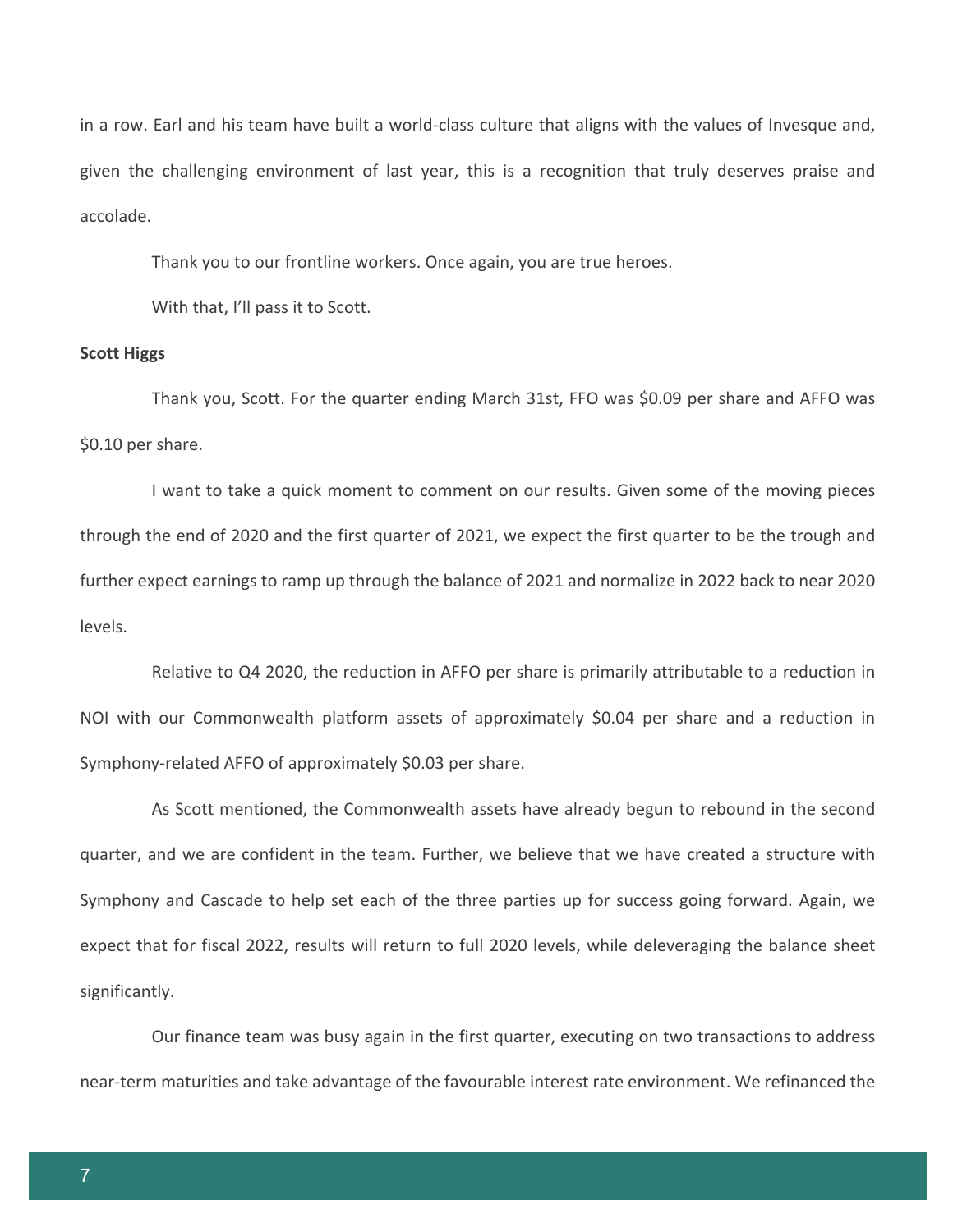in a row. Earl and his team have built a world-class culture that aligns with the values of Invesque and, given the challenging environment of last year, this is a recognition that truly deserves praise and accolade.

Thank you to our frontline workers. Once again, you are true heroes.

With that, I'll pass it to Scott.

**Scott Higgs**

Thank you, Scott. For the quarter ending March 31st, FFO was $0.09 per share and AFFO was $0.10 per share.

I want to take a quick moment to comment on our results. Given some of the moving pieces through the end of 2020 and the first quarter of 2021, we expect the first quarter to be the trough and further expect earnings to ramp up through the balance of 2021 and normalize in 2022 back to near 2020 levels.

Relative to Q4 2020, the reduction in AFFO per share is primarily attributable to a reduction in NOI with our Commonwealth platform assets of approximately $0.04 per share and a reduction in Symphony-related AFFO of approximately $0.03 per share.

As Scott mentioned, the Commonwealth assets have already begun to rebound in the second quarter, and we are confident in the team. Further, we believe that we have created a structure with Symphony and Cascade to help set each of the three parties up for success going forward. Again, we expect that for fiscal 2022, results will return to full 2020 levels, while deleveraging the balance sheet significantly.

Our finance team was busy again in the first quarter, executing on two transactions to address near-term maturities and take advantage of the favourable interest rate environment. We refinanced the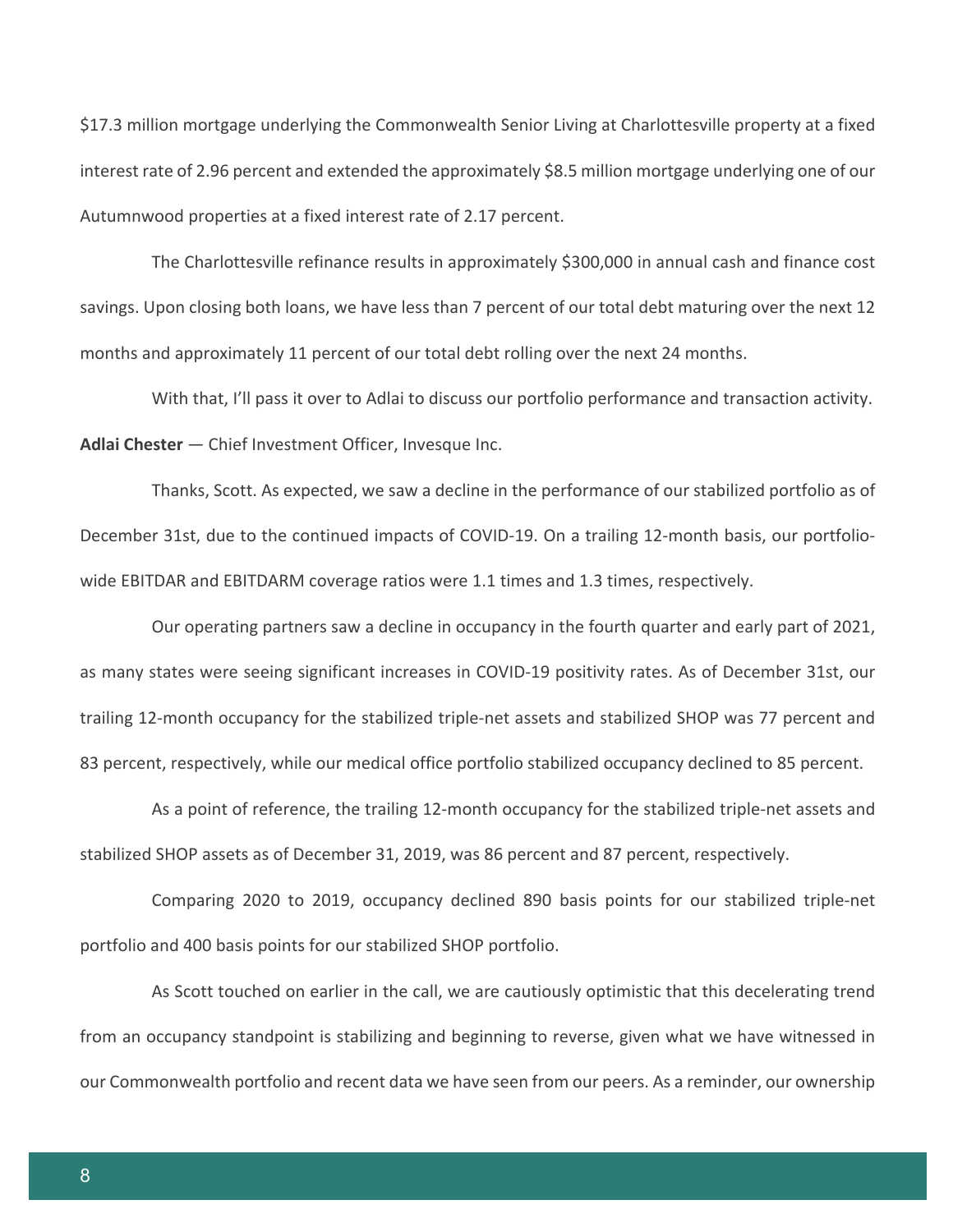$17.3 million mortgage underlying the Commonwealth Senior Living at Charlottesville property at a fixed interest rate of 2.96 percent and extended the approximately $8.5 million mortgage underlying one of our Autumnwood properties at a fixed interest rate of 2.17 percent.

The Charlottesville refinance results in approximately $300,000 in annual cash and finance cost savings. Upon closing both loans, we have less than 7 percent of our total debt maturing over the next 12 months and approximately 11 percent of our total debt rolling over the next 24 months.

With that, I'll pass it over to Adlai to discuss our portfolio performance and transaction activity.

**Adlai Chester** — Chief Investment Officer, Invesque Inc.

Thanks, Scott. As expected, we saw a decline in the performance of our stabilized portfolio as of December 31st, due to the continued impacts of COVID-19. On a trailing 12-month basis, our portfolio-wide EBITDAR and EBITDARM coverage ratios were 1.1 times and 1.3 times, respectively.

Our operating partners saw a decline in occupancy in the fourth quarter and early part of 2021, as many states were seeing significant increases in COVID-19 positivity rates. As of December 31st, our trailing 12-month occupancy for the stabilized triple-net assets and stabilized SHOP was 77 percent and 83 percent, respectively, while our medical office portfolio stabilized occupancy declined to 85 percent.

As a point of reference, the trailing 12-month occupancy for the stabilized triple-net assets and stabilized SHOP assets as of December 31, 2019, was 86 percent and 87 percent, respectively.

Comparing 2020 to 2019, occupancy declined 890 basis points for our stabilized triple-net portfolio and 400 basis points for our stabilized SHOP portfolio.

As Scott touched on earlier in the call, we are cautiously optimistic that this decelerating trend from an occupancy standpoint is stabilizing and beginning to reverse, given what we have witnessed in our Commonwealth portfolio and recent data we have seen from our peers. As a reminder, our ownership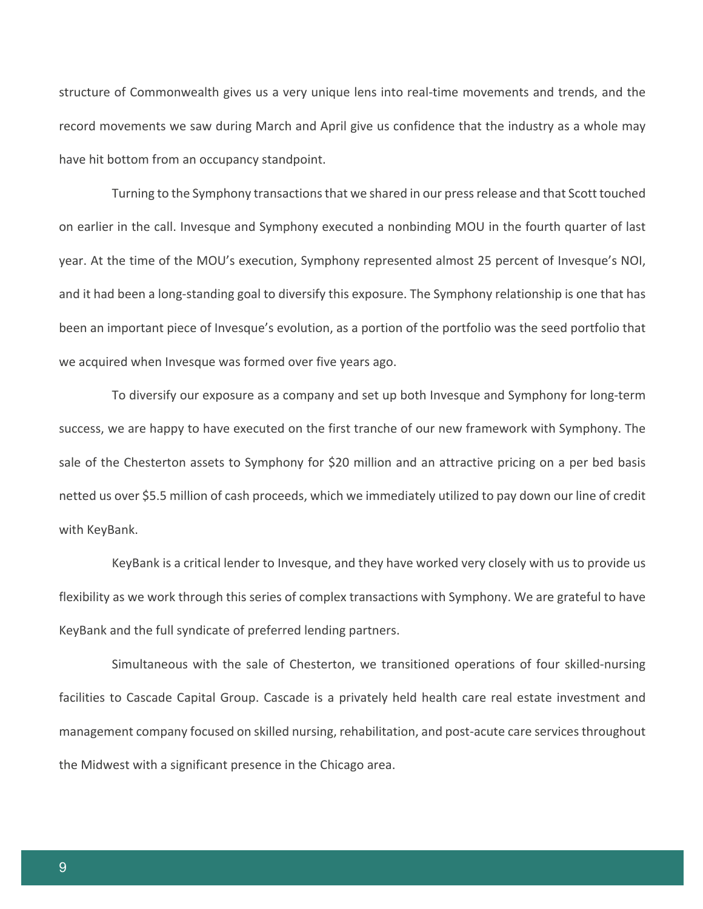structure of Commonwealth gives us a very unique lens into real-time movements and trends, and the record movements we saw during March and April give us confidence that the industry as a whole may have hit bottom from an occupancy standpoint.

Turning to the Symphony transactions that we shared in our press release and that Scott touched on earlier in the call. Invesque and Symphony executed a nonbinding MOU in the fourth quarter of last year. At the time of the MOU's execution, Symphony represented almost 25 percent of Invesque's NOI, and it had been a long-standing goal to diversify this exposure. The Symphony relationship is one that has been an important piece of Invesque's evolution, as a portion of the portfolio was the seed portfolio that we acquired when Invesque was formed over five years ago.

To diversify our exposure as a company and set up both Invesque and Symphony for long-term success, we are happy to have executed on the first tranche of our new framework with Symphony. The sale of the Chesterton assets to Symphony for $20 million and an attractive pricing on a per bed basis netted us over $5.5 million of cash proceeds, which we immediately utilized to pay down our line of credit with KeyBank.

KeyBank is a critical lender to Invesque, and they have worked very closely with us to provide us flexibility as we work through this series of complex transactions with Symphony. We are grateful to have KeyBank and the full syndicate of preferred lending partners.

Simultaneous with the sale of Chesterton, we transitioned operations of four skilled-nursing facilities to Cascade Capital Group. Cascade is a privately held health care real estate investment and management company focused on skilled nursing, rehabilitation, and post-acute care services throughout the Midwest with a significant presence in the Chicago area.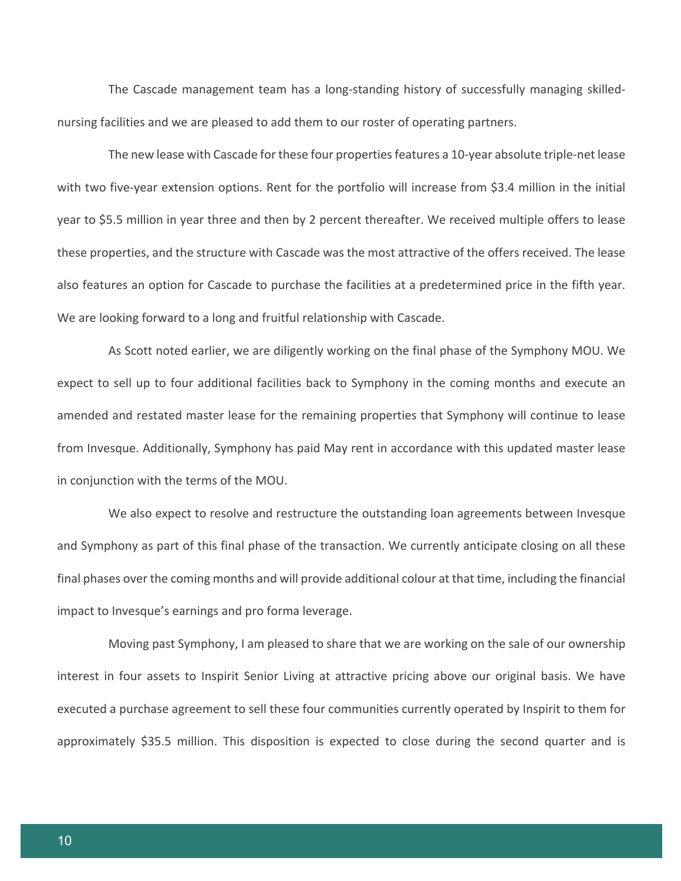The Cascade management team has a long-standing history of successfully managing skilled-nursing facilities and we are pleased to add them to our roster of operating partners.

The new lease with Cascade for these four properties features a 10-year absolute triple-net lease with two five-year extension options. Rent for the portfolio will increase from $3.4 million in the initial year to $5.5 million in year three and then by 2 percent thereafter. We received multiple offers to lease these properties, and the structure with Cascade was the most attractive of the offers received. The lease also features an option for Cascade to purchase the facilities at a predetermined price in the fifth year. We are looking forward to a long and fruitful relationship with Cascade.

As Scott noted earlier, we are diligently working on the final phase of the Symphony MOU. We expect to sell up to four additional facilities back to Symphony in the coming months and execute an amended and restated master lease for the remaining properties that Symphony will continue to lease from Invesque. Additionally, Symphony has paid May rent in accordance with this updated master lease in conjunction with the terms of the MOU.

We also expect to resolve and restructure the outstanding loan agreements between Invesque and Symphony as part of this final phase of the transaction. We currently anticipate closing on all these final phases over the coming months and will provide additional colour at that time, including the financial impact to Invesque's earnings and pro forma leverage.

Moving past Symphony, I am pleased to share that we are working on the sale of our ownership interest in four assets to Inspirit Senior Living at attractive pricing above our original basis. We have executed a purchase agreement to sell these four communities currently operated by Inspirit to them for approximately $35.5 million. This disposition is expected to close during the second quarter and is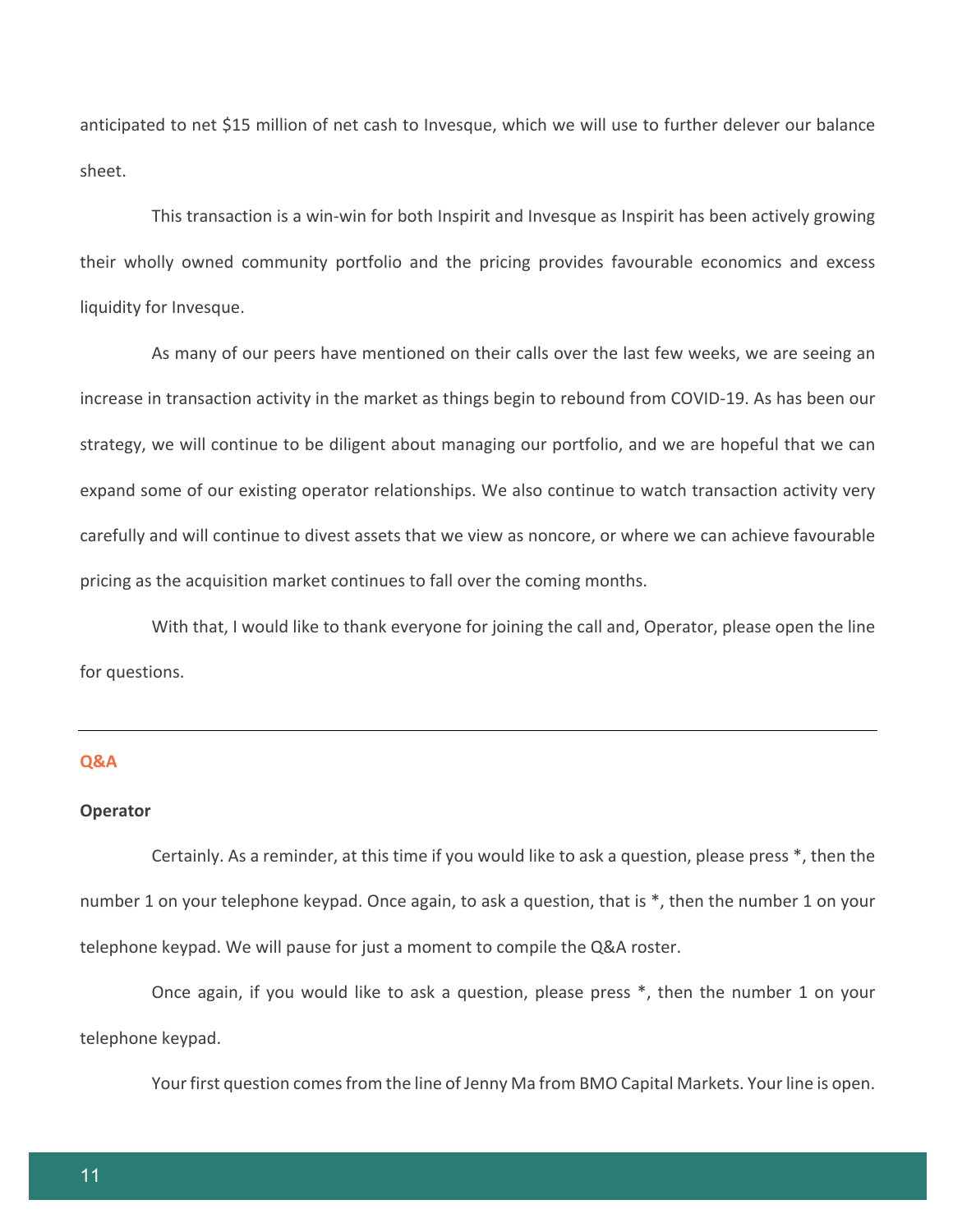anticipated to net $15 million of net cash to Invesque, which we will use to further delever our balance sheet.

This transaction is a win-win for both Inspirit and Invesque as Inspirit has been actively growing their wholly owned community portfolio and the pricing provides favourable economics and excess liquidity for Invesque.

As many of our peers have mentioned on their calls over the last few weeks, we are seeing an increase in transaction activity in the market as things begin to rebound from COVID-19. As has been our strategy, we will continue to be diligent about managing our portfolio, and we are hopeful that we can expand some of our existing operator relationships. We also continue to watch transaction activity very carefully and will continue to divest assets that we view as noncore, or where we can achieve favourable pricing as the acquisition market continues to fall over the coming months.

With that, I would like to thank everyone for joining the call and, Operator, please open the line for questions.

---

## Q&A

**Operator**

Certainly. As a reminder, at this time if you would like to ask a question, please press *, then the number 1 on your telephone keypad. Once again, to ask a question, that is *, then the number 1 on your telephone keypad. We will pause for just a moment to compile the Q&A roster.

Once again, if you would like to ask a question, please press *, then the number 1 on your telephone keypad.

Your first question comes from the line of Jenny Ma from BMO Capital Markets. Your line is open.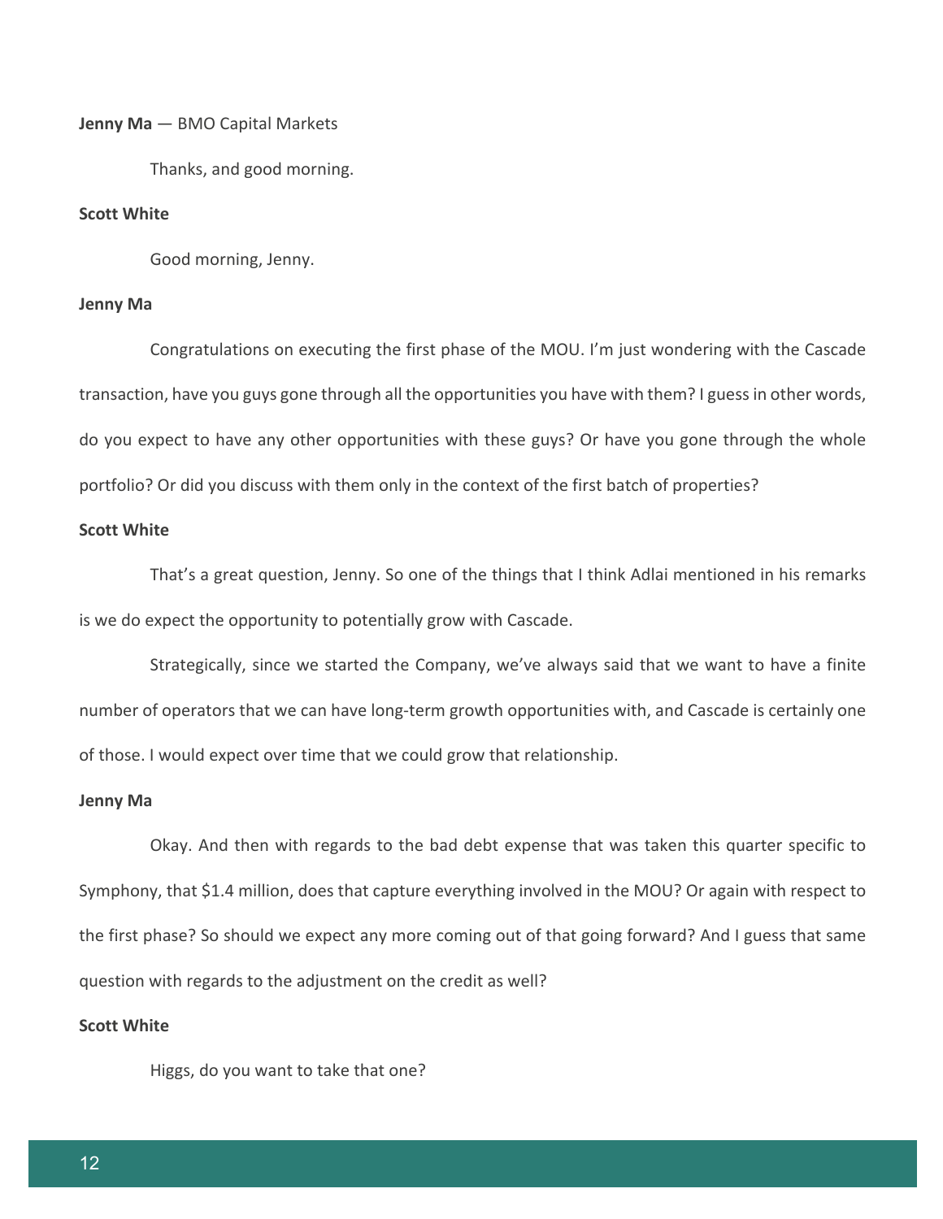**Jenny Ma** — BMO Capital Markets

Thanks, and good morning.

**Scott White**

Good morning, Jenny.

**Jenny Ma**

Congratulations on executing the first phase of the MOU. I'm just wondering with the Cascade transaction, have you guys gone through all the opportunities you have with them? I guess in other words, do you expect to have any other opportunities with these guys? Or have you gone through the whole portfolio? Or did you discuss with them only in the context of the first batch of properties?

**Scott White**

That's a great question, Jenny. So one of the things that I think Adlai mentioned in his remarks is we do expect the opportunity to potentially grow with Cascade.

Strategically, since we started the Company, we've always said that we want to have a finite number of operators that we can have long-term growth opportunities with, and Cascade is certainly one of those. I would expect over time that we could grow that relationship.

**Jenny Ma**

Okay. And then with regards to the bad debt expense that was taken this quarter specific to Symphony, that $1.4 million, does that capture everything involved in the MOU? Or again with respect to the first phase? So should we expect any more coming out of that going forward? And I guess that same question with regards to the adjustment on the credit as well?

**Scott White**

Higgs, do you want to take that one?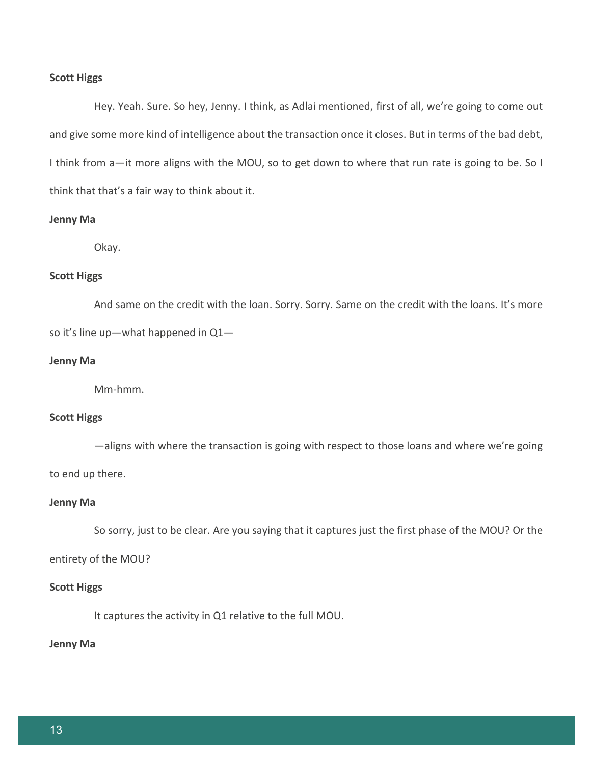**Scott Higgs**

Hey. Yeah. Sure. So hey, Jenny. I think, as Adlai mentioned, first of all, we're going to come out and give some more kind of intelligence about the transaction once it closes. But in terms of the bad debt, I think from a—it more aligns with the MOU, so to get down to where that run rate is going to be. So I think that that's a fair way to think about it.

**Jenny Ma**

Okay.

**Scott Higgs**

And same on the credit with the loan. Sorry. Sorry. Same on the credit with the loans. It's more so it's line up—what happened in Q1—

**Jenny Ma**

Mm-hmm.

**Scott Higgs**

—aligns with where the transaction is going with respect to those loans and where we're going to end up there.

**Jenny Ma**

So sorry, just to be clear. Are you saying that it captures just the first phase of the MOU? Or the entirety of the MOU?

**Scott Higgs**

It captures the activity in Q1 relative to the full MOU.

**Jenny Ma**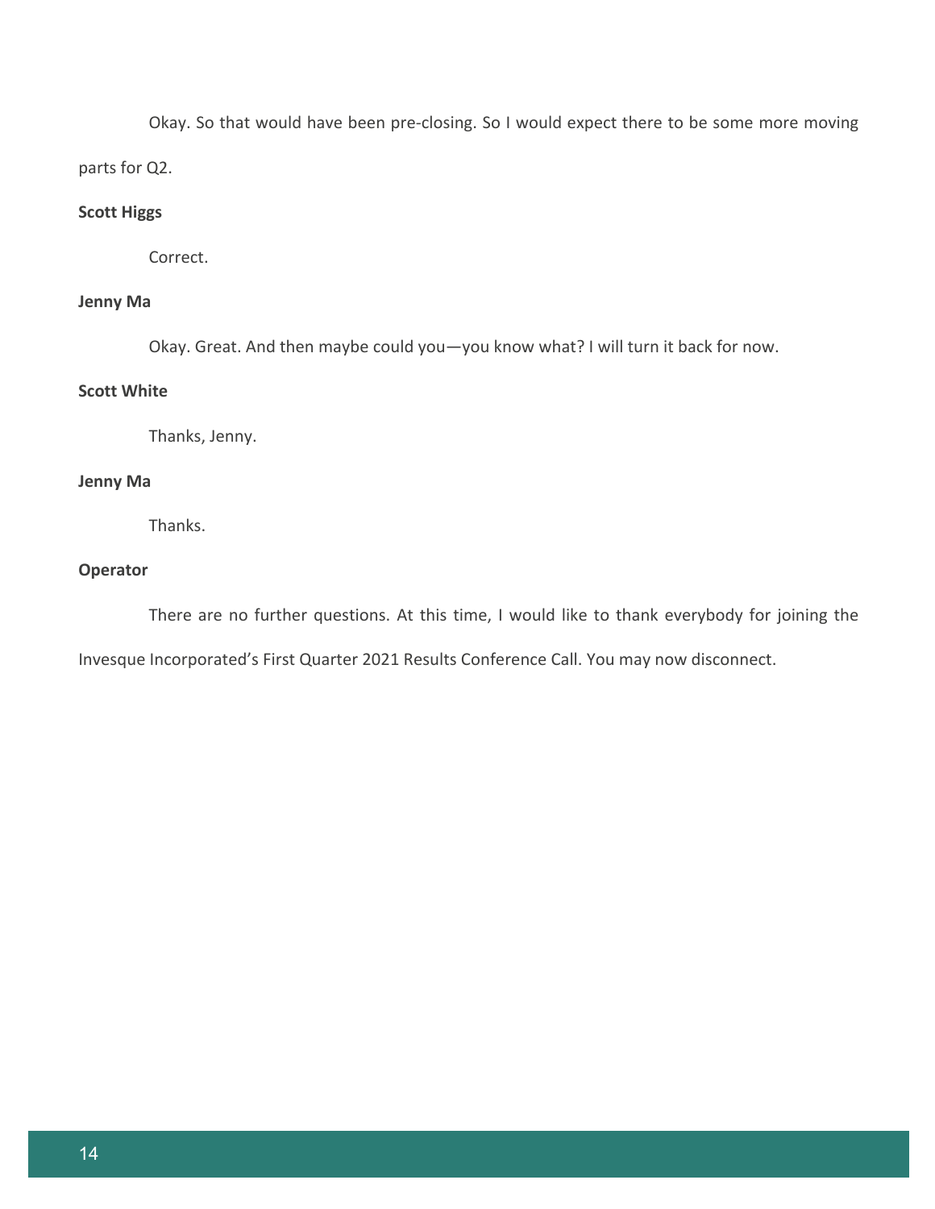Okay. So that would have been pre-closing. So I would expect there to be some more moving parts for Q2.

**Scott Higgs**

Correct.

**Jenny Ma**

Okay. Great. And then maybe could you—you know what? I will turn it back for now.

**Scott White**

Thanks, Jenny.

**Jenny Ma**

Thanks.

**Operator**

There are no further questions. At this time, I would like to thank everybody for joining the Invesque Incorporated's First Quarter 2021 Results Conference Call. You may now disconnect.